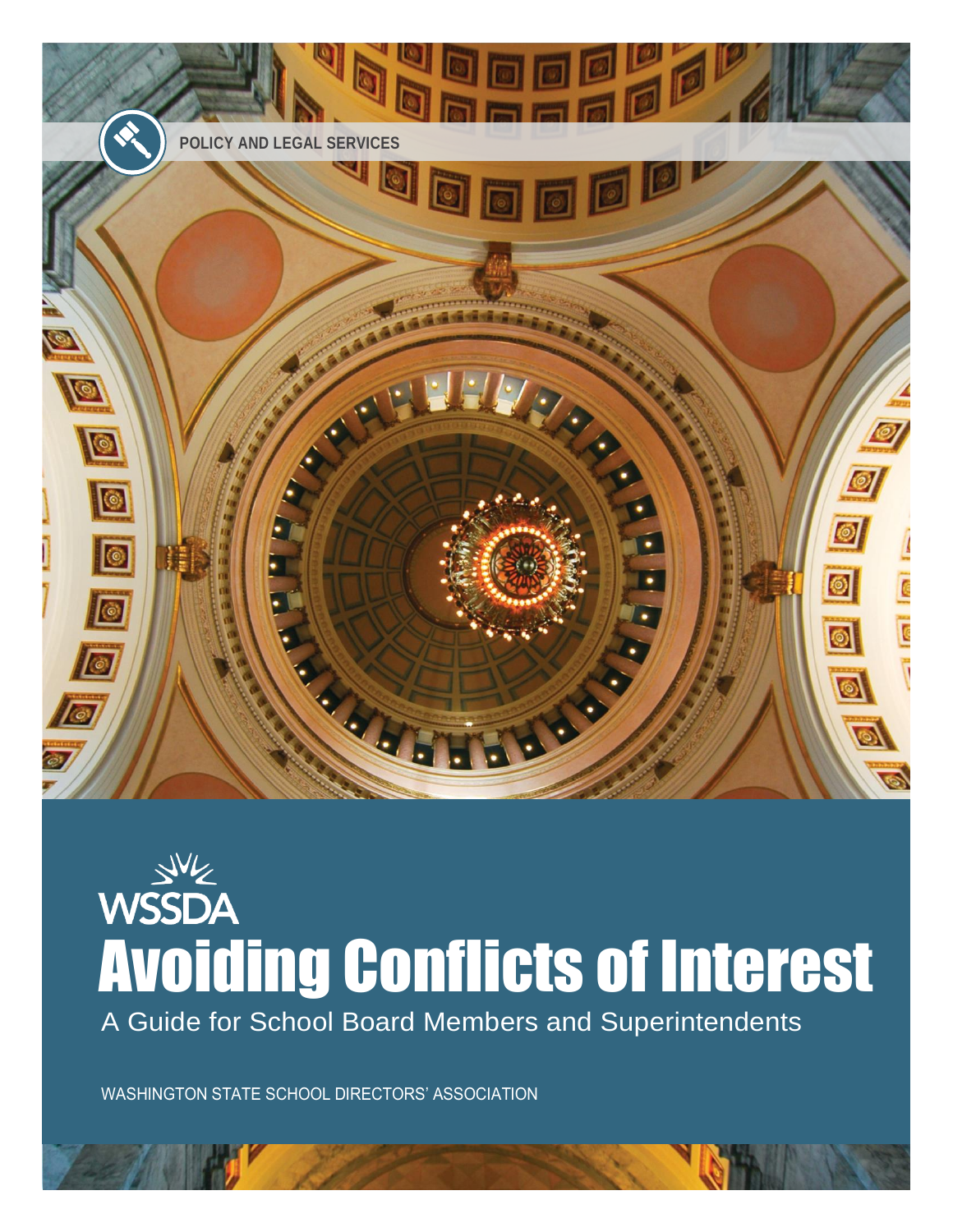POLICY AND LEGAL SERVICES

WSSDA

# Avoiding Conflicts of Interest

A Guide for School Board Members and Superintendents

WASHINGTON STATE SCHOOL DIRECTORS' ASSOCIATION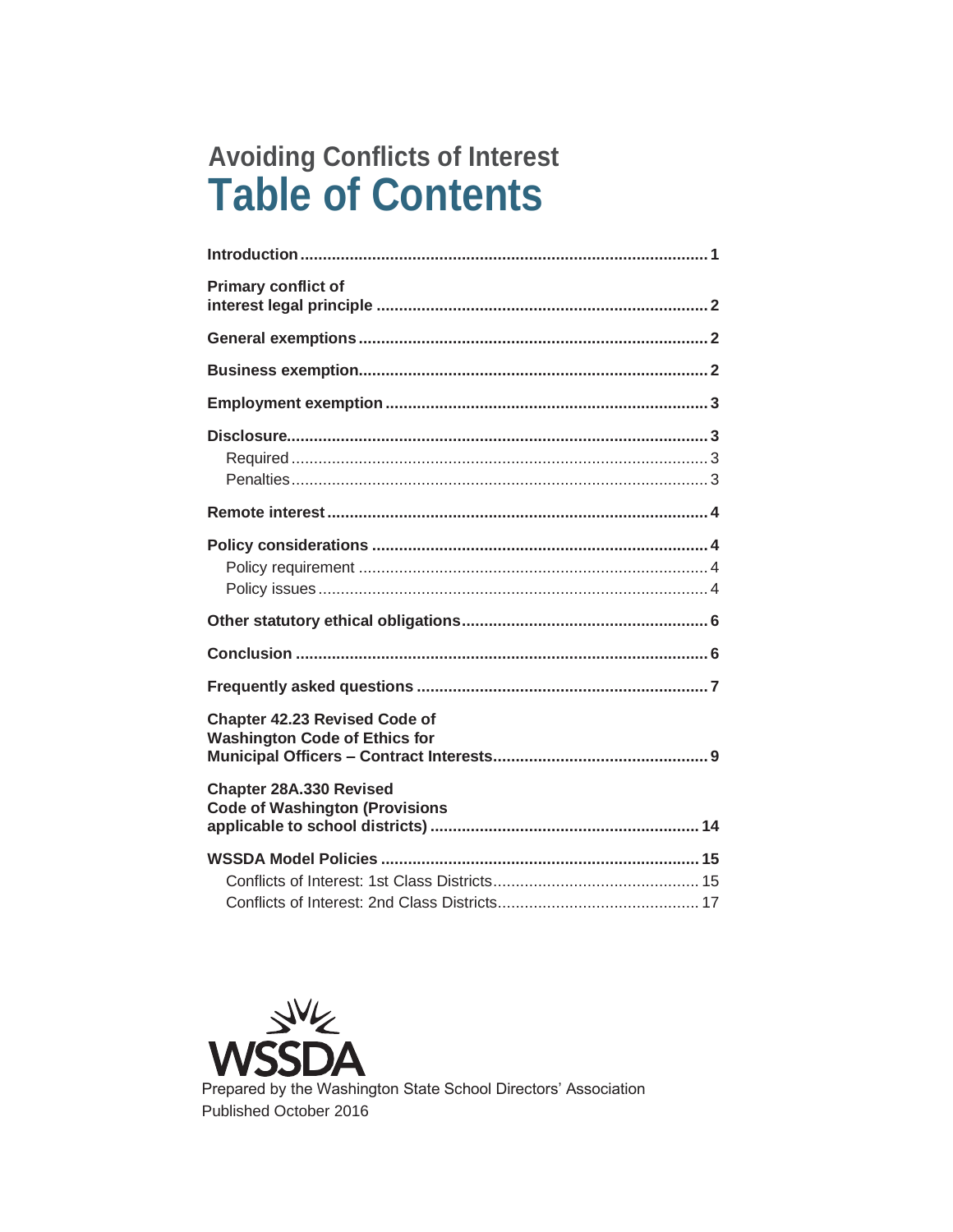# Avoiding Conflicts of Interest

## Table of Contents

**Introduction** .......... **1**

**Primary conflict of interest legal principle** .......... **2**

**General exemptions** .......... **2**

**Business exemption** .......... **2**

**Employment exemption** .......... **3**

**Disclosure** .......... **3**
- Required .......... 3
- Penalties .......... 3

**Remote interest** .......... **4**

**Policy considerations** .......... **4**
- Policy requirement .......... 4
- Policy issues .......... 4

**Other statutory ethical obligations** .......... **6**

**Conclusion** .......... **6**

**Frequently asked questions** .......... **7**

**Chapter 42.23 Revised Code of Washington Code of Ethics for Municipal Officers – Contract Interests** .......... **9**

**Chapter 28A.330 Revised Code of Washington (Provisions applicable to school districts)** .......... **14**

**WSSDA Model Policies** .......... **15**
- Conflicts of Interest: 1st Class Districts .......... 15
- Conflicts of Interest: 2nd Class Districts .......... 17

WSSDA

Prepared by the Washington State School Directors' Association
Published October 2016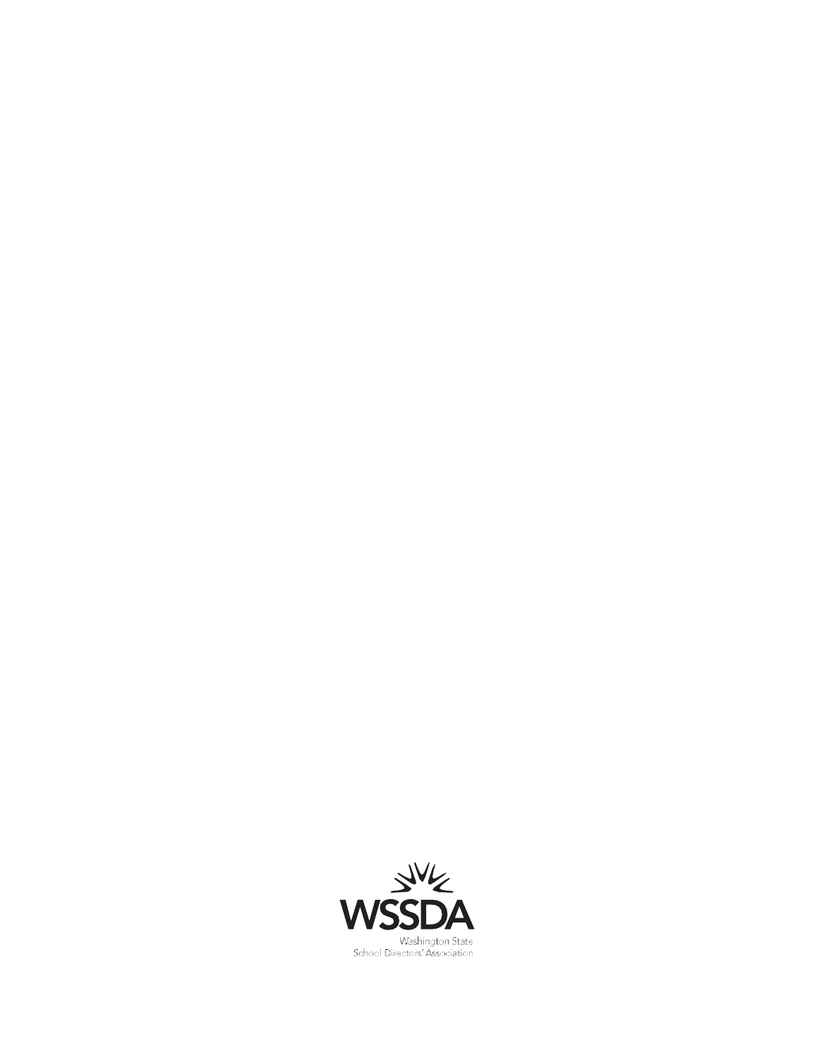WSSDA

Washington State
School Directors' Association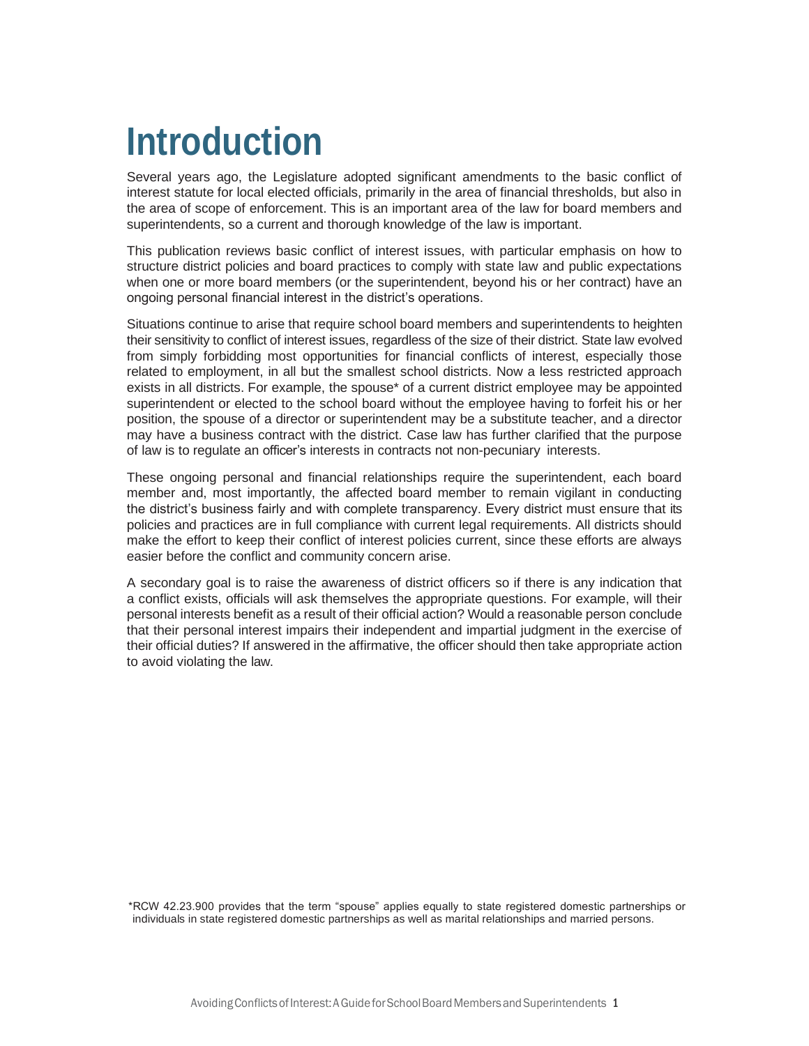# Introduction

Several years ago, the Legislature adopted significant amendments to the basic conflict of interest statute for local elected officials, primarily in the area of financial thresholds, but also in the area of scope of enforcement. This is an important area of the law for board members and superintendents, so a current and thorough knowledge of the law is important.

This publication reviews basic conflict of interest issues, with particular emphasis on how to structure district policies and board practices to comply with state law and public expectations when one or more board members (or the superintendent, beyond his or her contract) have an ongoing personal financial interest in the district's operations.

Situations continue to arise that require school board members and superintendents to heighten their sensitivity to conflict of interest issues, regardless of the size of their district. State law evolved from simply forbidding most opportunities for financial conflicts of interest, especially those related to employment, in all but the smallest school districts. Now a less restricted approach exists in all districts. For example, the spouse* of a current district employee may be appointed superintendent or elected to the school board without the employee having to forfeit his or her position, the spouse of a director or superintendent may be a substitute teacher, and a director may have a business contract with the district. Case law has further clarified that the purpose of law is to regulate an officer's interests in contracts not non-pecuniary interests.

These ongoing personal and financial relationships require the superintendent, each board member and, most importantly, the affected board member to remain vigilant in conducting the district's business fairly and with complete transparency. Every district must ensure that its policies and practices are in full compliance with current legal requirements. All districts should make the effort to keep their conflict of interest policies current, since these efforts are always easier before the conflict and community concern arise.

A secondary goal is to raise the awareness of district officers so if there is any indication that a conflict exists, officials will ask themselves the appropriate questions. For example, will their personal interests benefit as a result of their official action? Would a reasonable person conclude that their personal interest impairs their independent and impartial judgment in the exercise of their official duties? If answered in the affirmative, the officer should then take appropriate action to avoid violating the law.

*RCW 42.23.900 provides that the term "spouse" applies equally to state registered domestic partnerships or individuals in state registered domestic partnerships as well as marital relationships and married persons.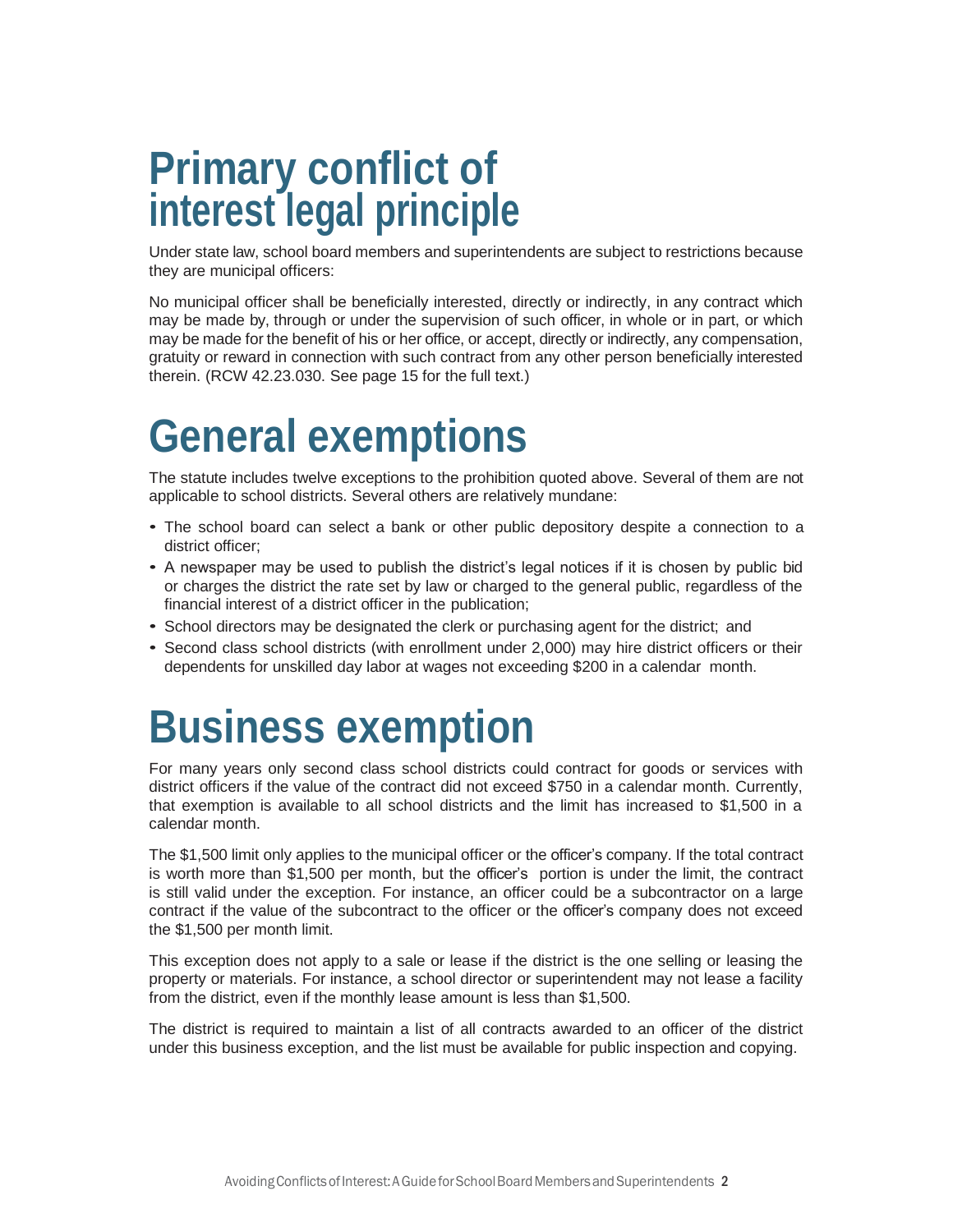# Primary conflict of interest legal principle

Under state law, school board members and superintendents are subject to restrictions because they are municipal officers:

No municipal officer shall be beneficially interested, directly or indirectly, in any contract which may be made by, through or under the supervision of such officer, in whole or in part, or which may be made for the benefit of his or her office, or accept, directly or indirectly, any compensation, gratuity or reward in connection with such contract from any other person beneficially interested therein. (RCW 42.23.030. See page 15 for the full text.)

# General exemptions

The statute includes twelve exceptions to the prohibition quoted above. Several of them are not applicable to school districts. Several others are relatively mundane:

- The school board can select a bank or other public depository despite a connection to a district officer;
- A newspaper may be used to publish the district's legal notices if it is chosen by public bid or charges the district the rate set by law or charged to the general public, regardless of the financial interest of a district officer in the publication;
- School directors may be designated the clerk or purchasing agent for the district; and
- Second class school districts (with enrollment under 2,000) may hire district officers or their dependents for unskilled day labor at wages not exceeding $200 in a calendar month.

# Business exemption

For many years only second class school districts could contract for goods or services with district officers if the value of the contract did not exceed $750 in a calendar month. Currently, that exemption is available to all school districts and the limit has increased to $1,500 in a calendar month.

The $1,500 limit only applies to the municipal officer or the officer's company. If the total contract is worth more than $1,500 per month, but the officer's portion is under the limit, the contract is still valid under the exception. For instance, an officer could be a subcontractor on a large contract if the value of the subcontract to the officer or the officer's company does not exceed the $1,500 per month limit.

This exception does not apply to a sale or lease if the district is the one selling or leasing the property or materials. For instance, a school director or superintendent may not lease a facility from the district, even if the monthly lease amount is less than $1,500.

The district is required to maintain a list of all contracts awarded to an officer of the district under this business exception, and the list must be available for public inspection and copying.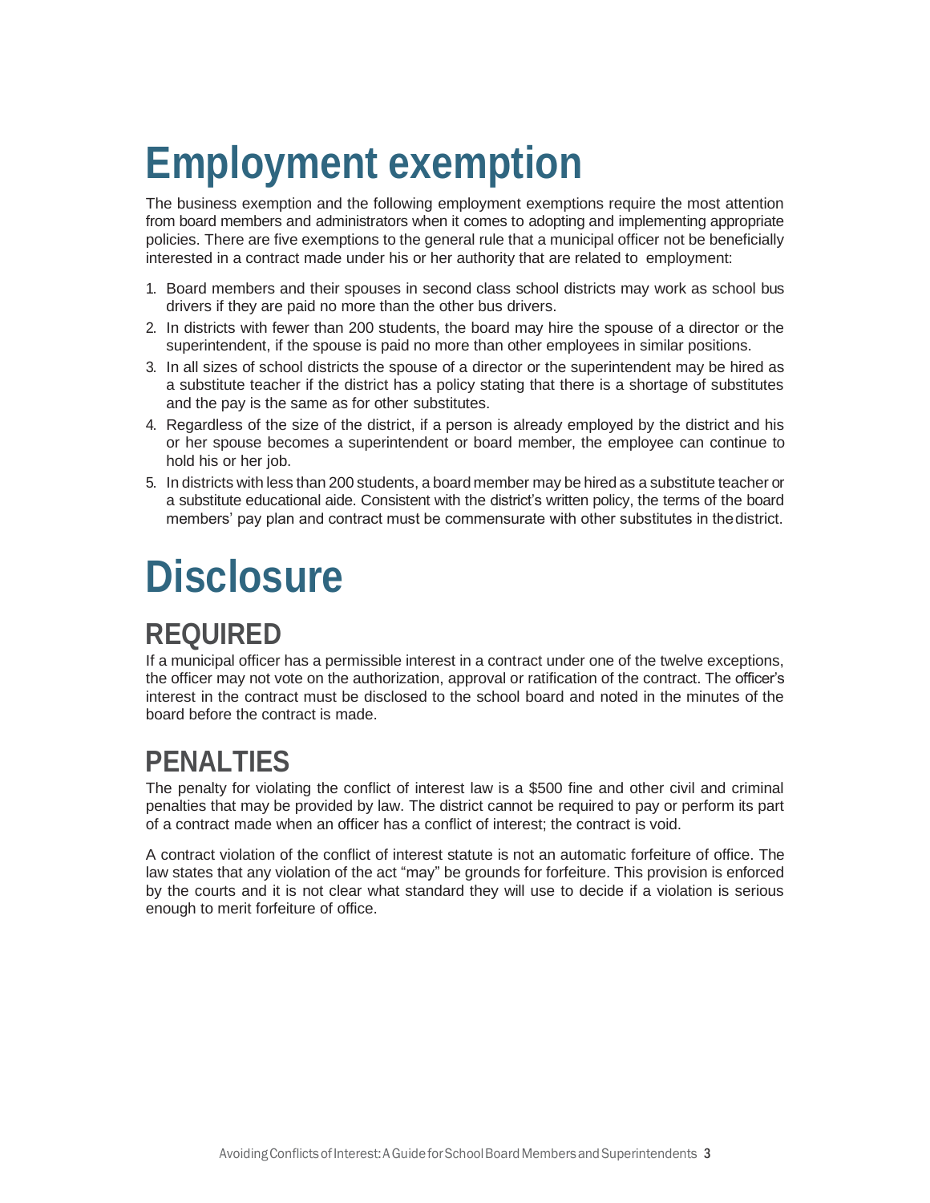# Employment exemption

The business exemption and the following employment exemptions require the most attention from board members and administrators when it comes to adopting and implementing appropriate policies. There are five exemptions to the general rule that a municipal officer not be beneficially interested in a contract made under his or her authority that are related to employment:

1. Board members and their spouses in second class school districts may work as school bus drivers if they are paid no more than the other bus drivers.
2. In districts with fewer than 200 students, the board may hire the spouse of a director or the superintendent, if the spouse is paid no more than other employees in similar positions.
3. In all sizes of school districts the spouse of a director or the superintendent may be hired as a substitute teacher if the district has a policy stating that there is a shortage of substitutes and the pay is the same as for other substitutes.
4. Regardless of the size of the district, if a person is already employed by the district and his or her spouse becomes a superintendent or board member, the employee can continue to hold his or her job.
5. In districts with less than 200 students, a board member may be hired as a substitute teacher or a substitute educational aide. Consistent with the district's written policy, the terms of the board members' pay plan and contract must be commensurate with other substitutes in the district.

# Disclosure

## REQUIRED

If a municipal officer has a permissible interest in a contract under one of the twelve exceptions, the officer may not vote on the authorization, approval or ratification of the contract. The officer's interest in the contract must be disclosed to the school board and noted in the minutes of the board before the contract is made.

## PENALTIES

The penalty for violating the conflict of interest law is a $500 fine and other civil and criminal penalties that may be provided by law. The district cannot be required to pay or perform its part of a contract made when an officer has a conflict of interest; the contract is void.

A contract violation of the conflict of interest statute is not an automatic forfeiture of office. The law states that any violation of the act "may" be grounds for forfeiture. This provision is enforced by the courts and it is not clear what standard they will use to decide if a violation is serious enough to merit forfeiture of office.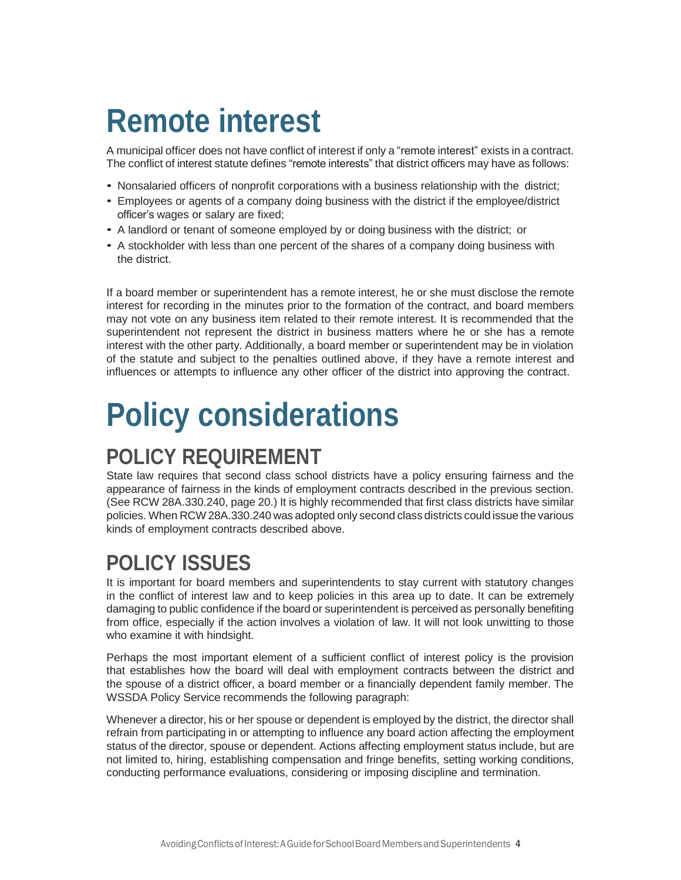# Remote interest

A municipal officer does not have conflict of interest if only a "remote interest" exists in a contract. The conflict of interest statute defines "remote interests" that district officers may have as follows:

- Nonsalaried officers of nonprofit corporations with a business relationship with the district;
- Employees or agents of a company doing business with the district if the employee/district officer's wages or salary are fixed;
- A landlord or tenant of someone employed by or doing business with the district; or
- A stockholder with less than one percent of the shares of a company doing business with the district.

If a board member or superintendent has a remote interest, he or she must disclose the remote interest for recording in the minutes prior to the formation of the contract, and board members may not vote on any business item related to their remote interest. It is recommended that the superintendent not represent the district in business matters where he or she has a remote interest with the other party. Additionally, a board member or superintendent may be in violation of the statute and subject to the penalties outlined above, if they have a remote interest and influences or attempts to influence any other officer of the district into approving the contract.

# Policy considerations

## POLICY REQUIREMENT

State law requires that second class school districts have a policy ensuring fairness and the appearance of fairness in the kinds of employment contracts described in the previous section. (See RCW 28A.330.240, page 20.) It is highly recommended that first class districts have similar policies. When RCW 28A.330.240 was adopted only second class districts could issue the various kinds of employment contracts described above.

## POLICY ISSUES

It is important for board members and superintendents to stay current with statutory changes in the conflict of interest law and to keep policies in this area up to date. It can be extremely damaging to public confidence if the board or superintendent is perceived as personally benefiting from office, especially if the action involves a violation of law. It will not look unwitting to those who examine it with hindsight.

Perhaps the most important element of a sufficient conflict of interest policy is the provision that establishes how the board will deal with employment contracts between the district and the spouse of a district officer, a board member or a financially dependent family member. The WSSDA Policy Service recommends the following paragraph:

Whenever a director, his or her spouse or dependent is employed by the district, the director shall refrain from participating in or attempting to influence any board action affecting the employment status of the director, spouse or dependent. Actions affecting employment status include, but are not limited to, hiring, establishing compensation and fringe benefits, setting working conditions, conducting performance evaluations, considering or imposing discipline and termination.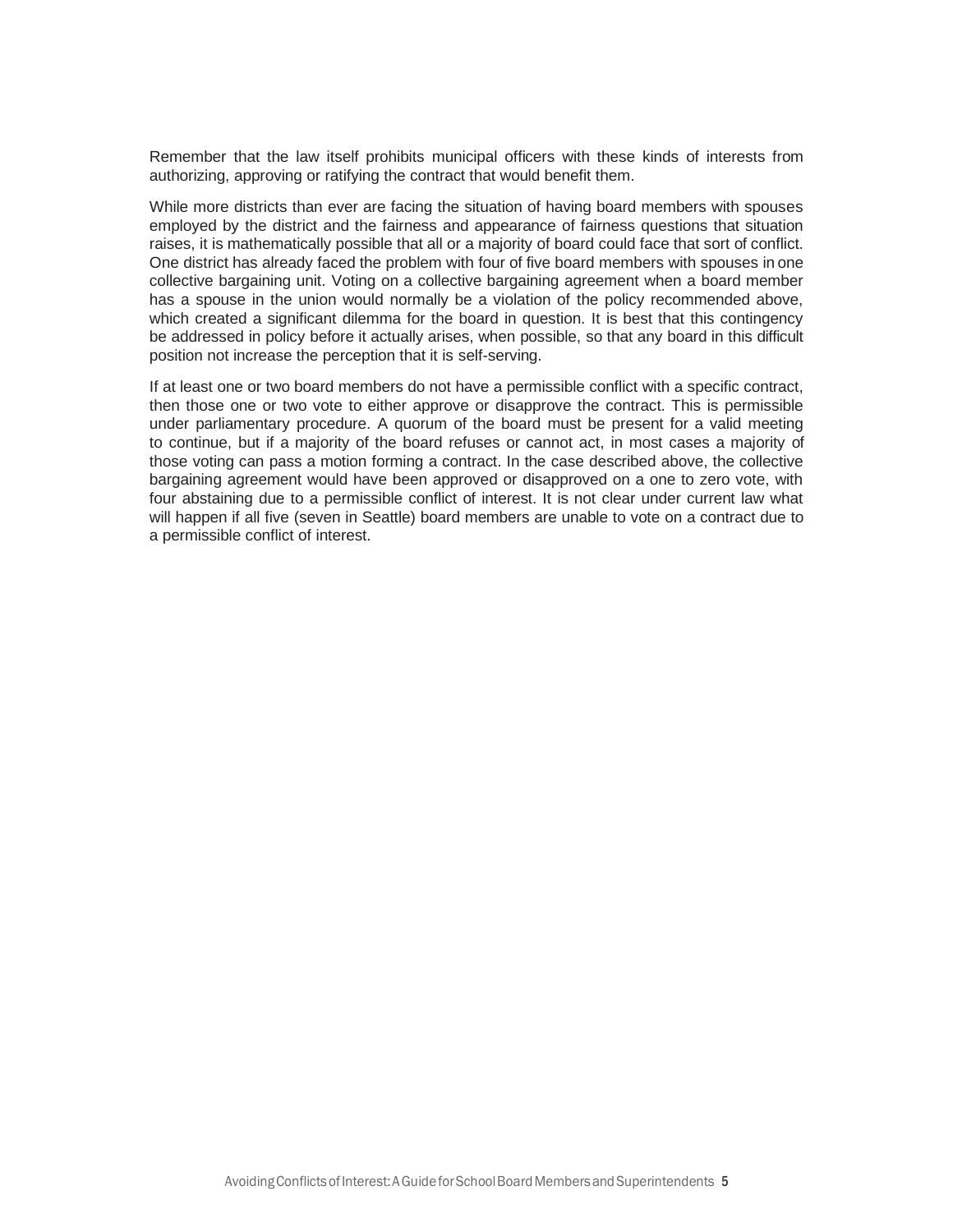Remember that the law itself prohibits municipal officers with these kinds of interests from authorizing, approving or ratifying the contract that would benefit them.

While more districts than ever are facing the situation of having board members with spouses employed by the district and the fairness and appearance of fairness questions that situation raises, it is mathematically possible that all or a majority of board could face that sort of conflict. One district has already faced the problem with four of five board members with spouses in one collective bargaining unit. Voting on a collective bargaining agreement when a board member has a spouse in the union would normally be a violation of the policy recommended above, which created a significant dilemma for the board in question. It is best that this contingency be addressed in policy before it actually arises, when possible, so that any board in this difficult position not increase the perception that it is self-serving.

If at least one or two board members do not have a permissible conflict with a specific contract, then those one or two vote to either approve or disapprove the contract. This is permissible under parliamentary procedure. A quorum of the board must be present for a valid meeting to continue, but if a majority of the board refuses or cannot act, in most cases a majority of those voting can pass a motion forming a contract. In the case described above, the collective bargaining agreement would have been approved or disapproved on a one to zero vote, with four abstaining due to a permissible conflict of interest. It is not clear under current law what will happen if all five (seven in Seattle) board members are unable to vote on a contract due to a permissible conflict of interest.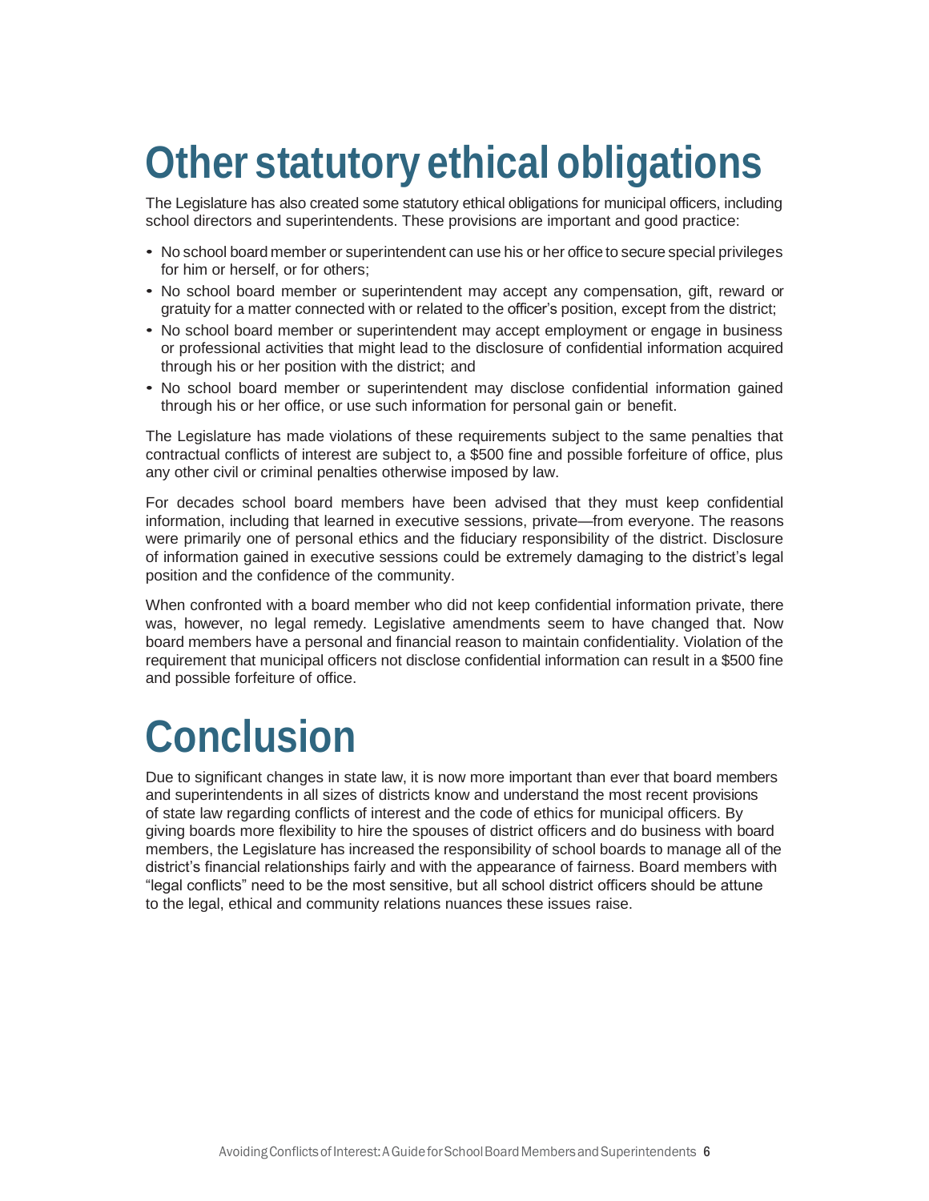# Other statutory ethical obligations

The Legislature has also created some statutory ethical obligations for municipal officers, including school directors and superintendents. These provisions are important and good practice:

- No school board member or superintendent can use his or her office to secure special privileges for him or herself, or for others;
- No school board member or superintendent may accept any compensation, gift, reward or gratuity for a matter connected with or related to the officer's position, except from the district;
- No school board member or superintendent may accept employment or engage in business or professional activities that might lead to the disclosure of confidential information acquired through his or her position with the district; and
- No school board member or superintendent may disclose confidential information gained through his or her office, or use such information for personal gain or benefit.

The Legislature has made violations of these requirements subject to the same penalties that contractual conflicts of interest are subject to, a $500 fine and possible forfeiture of office, plus any other civil or criminal penalties otherwise imposed by law.

For decades school board members have been advised that they must keep confidential information, including that learned in executive sessions, private—from everyone. The reasons were primarily one of personal ethics and the fiduciary responsibility of the district. Disclosure of information gained in executive sessions could be extremely damaging to the district's legal position and the confidence of the community.

When confronted with a board member who did not keep confidential information private, there was, however, no legal remedy. Legislative amendments seem to have changed that. Now board members have a personal and financial reason to maintain confidentiality. Violation of the requirement that municipal officers not disclose confidential information can result in a $500 fine and possible forfeiture of office.

# Conclusion

Due to significant changes in state law, it is now more important than ever that board members and superintendents in all sizes of districts know and understand the most recent provisions of state law regarding conflicts of interest and the code of ethics for municipal officers. By giving boards more flexibility to hire the spouses of district officers and do business with board members, the Legislature has increased the responsibility of school boards to manage all of the district's financial relationships fairly and with the appearance of fairness. Board members with "legal conflicts" need to be the most sensitive, but all school district officers should be attune to the legal, ethical and community relations nuances these issues raise.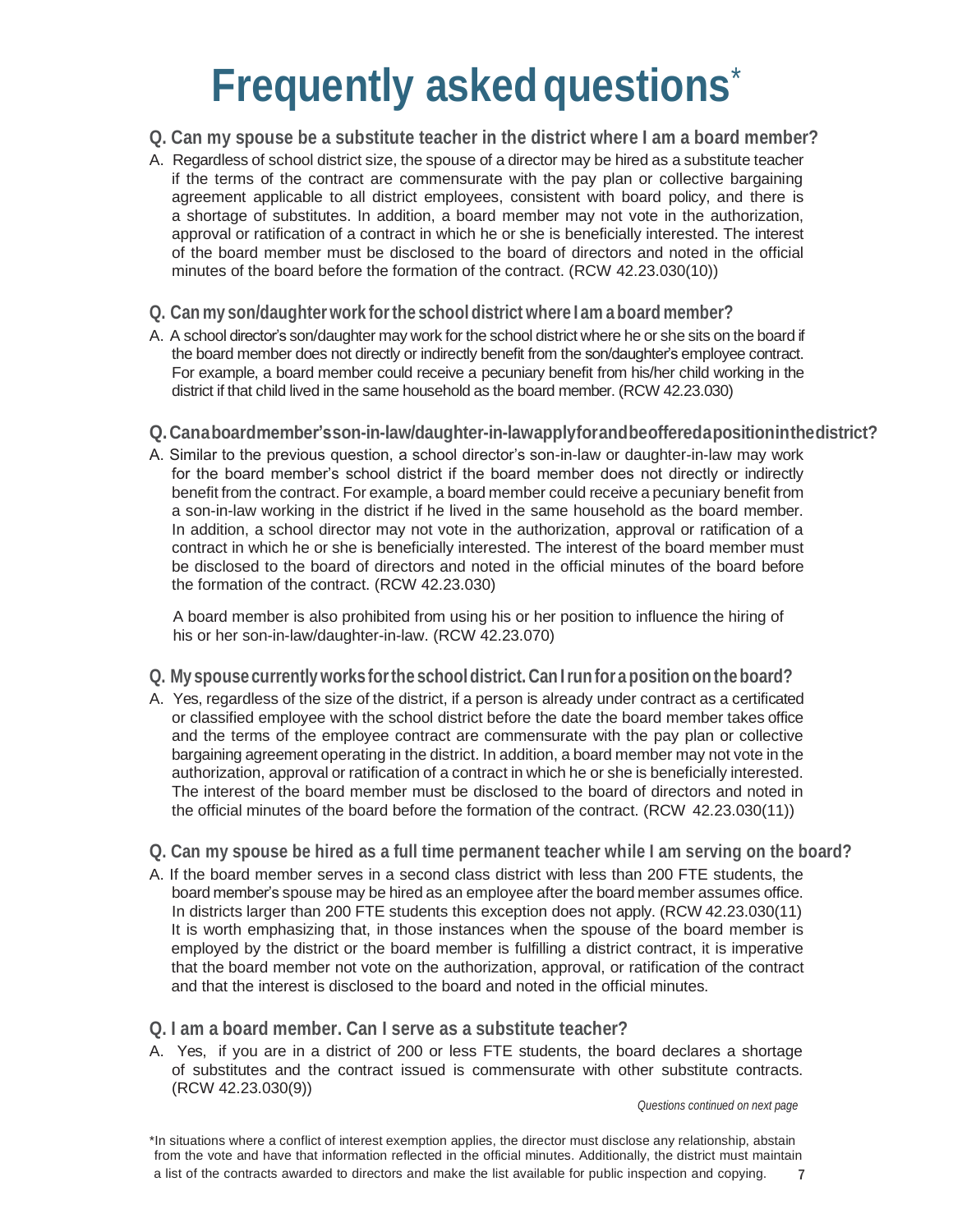# Frequently asked questions*

**Q. Can my spouse be a substitute teacher in the district where I am a board member?**

A. Regardless of school district size, the spouse of a director may be hired as a substitute teacher if the terms of the contract are commensurate with the pay plan or collective bargaining agreement applicable to all district employees, consistent with board policy, and there is a shortage of substitutes. In addition, a board member may not vote in the authorization, approval or ratification of a contract in which he or she is beneficially interested. The interest of the board member must be disclosed to the board of directors and noted in the official minutes of the board before the formation of the contract. (RCW 42.23.030(10))

**Q. Can my son/daughter work for the school district where I am a board member?**

A. A school director's son/daughter may work for the school district where he or she sits on the board if the board member does not directly or indirectly benefit from the son/daughter's employee contract. For example, a board member could receive a pecuniary benefit from his/her child working in the district if that child lived in the same household as the board member. (RCW 42.23.030)

**Q. Can a board member's son-in-law/daughter-in-law apply for and be offered a position in the district?**

A. Similar to the previous question, a school director's son-in-law or daughter-in-law may work for the board member's school district if the board member does not directly or indirectly benefit from the contract. For example, a board member could receive a pecuniary benefit from a son-in-law working in the district if he lived in the same household as the board member. In addition, a school director may not vote in the authorization, approval or ratification of a contract in which he or she is beneficially interested. The interest of the board member must be disclosed to the board of directors and noted in the official minutes of the board before the formation of the contract. (RCW 42.23.030)

A board member is also prohibited from using his or her position to influence the hiring of his or her son-in-law/daughter-in-law. (RCW 42.23.070)

**Q. My spouse currently works for the school district. Can I run for a position on the board?**

A. Yes, regardless of the size of the district, if a person is already under contract as a certificated or classified employee with the school district before the date the board member takes office and the terms of the employee contract are commensurate with the pay plan or collective bargaining agreement operating in the district. In addition, a board member may not vote in the authorization, approval or ratification of a contract in which he or she is beneficially interested. The interest of the board member must be disclosed to the board of directors and noted in the official minutes of the board before the formation of the contract. (RCW 42.23.030(11))

**Q. Can my spouse be hired as a full time permanent teacher while I am serving on the board?**

A. If the board member serves in a second class district with less than 200 FTE students, the board member's spouse may be hired as an employee after the board member assumes office. In districts larger than 200 FTE students this exception does not apply. (RCW 42.23.030(11) It is worth emphasizing that, in those instances when the spouse of the board member is employed by the district or the board member is fulfilling a district contract, it is imperative that the board member not vote on the authorization, approval, or ratification of the contract and that the interest is disclosed to the board and noted in the official minutes.

**Q. I am a board member. Can I serve as a substitute teacher?**

A. Yes, if you are in a district of 200 or less FTE students, the board declares a shortage of substitutes and the contract issued is commensurate with other substitute contracts. (RCW 42.23.030(9))

*Questions continued on next page*

*In situations where a conflict of interest exemption applies, the director must disclose any relationship, abstain from the vote and have that information reflected in the official minutes. Additionally, the district must maintain a list of the contracts awarded to directors and make the list available for public inspection and copying.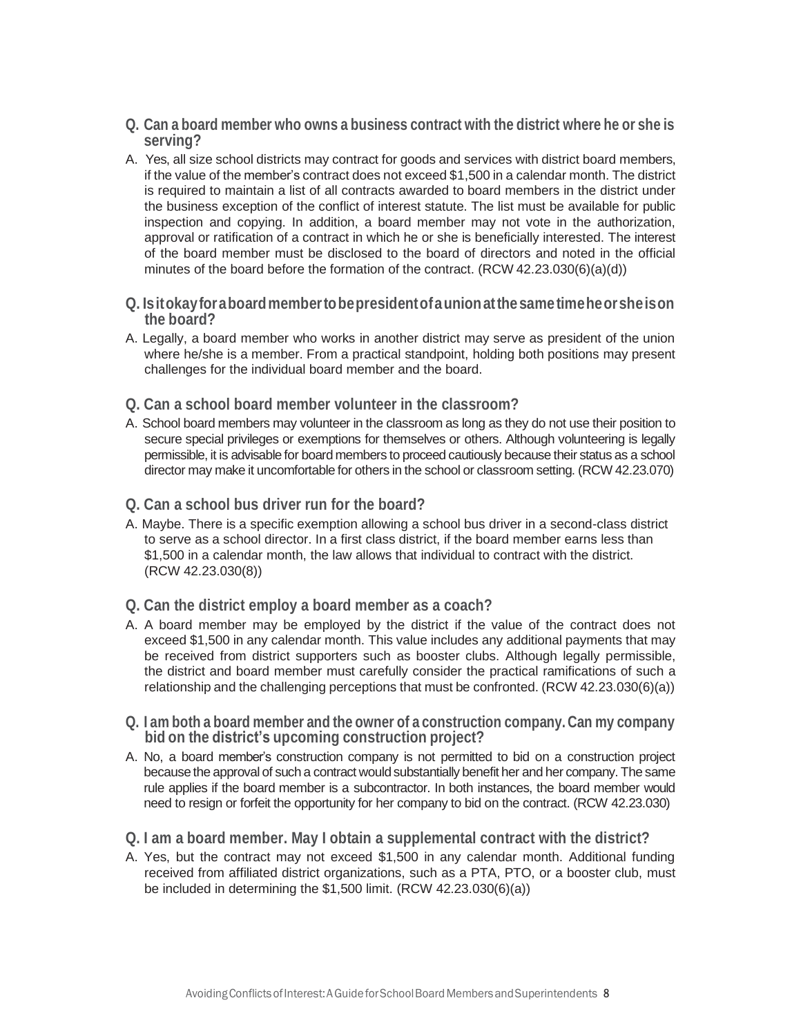**Q. Can a board member who owns a business contract with the district where he or she is serving?**

A. Yes, all size school districts may contract for goods and services with district board members, if the value of the member's contract does not exceed $1,500 in a calendar month. The district is required to maintain a list of all contracts awarded to board members in the district under the business exception of the conflict of interest statute. The list must be available for public inspection and copying. In addition, a board member may not vote in the authorization, approval or ratification of a contract in which he or she is beneficially interested. The interest of the board member must be disclosed to the board of directors and noted in the official minutes of the board before the formation of the contract. (RCW 42.23.030(6)(a)(d))

**Q. Is it okay for a board member to be president of a union at the same time he or she is on the board?**

A. Legally, a board member who works in another district may serve as president of the union where he/she is a member. From a practical standpoint, holding both positions may present challenges for the individual board member and the board.

**Q. Can a school board member volunteer in the classroom?**

A. School board members may volunteer in the classroom as long as they do not use their position to secure special privileges or exemptions for themselves or others. Although volunteering is legally permissible, it is advisable for board members to proceed cautiously because their status as a school director may make it uncomfortable for others in the school or classroom setting. (RCW 42.23.070)

**Q. Can a school bus driver run for the board?**

A. Maybe. There is a specific exemption allowing a school bus driver in a second-class district to serve as a school director. In a first class district, if the board member earns less than $1,500 in a calendar month, the law allows that individual to contract with the district. (RCW 42.23.030(8))

**Q. Can the district employ a board member as a coach?**

A. A board member may be employed by the district if the value of the contract does not exceed $1,500 in any calendar month. This value includes any additional payments that may be received from district supporters such as booster clubs. Although legally permissible, the district and board member must carefully consider the practical ramifications of such a relationship and the challenging perceptions that must be confronted. (RCW 42.23.030(6)(a))

**Q. I am both a board member and the owner of a construction company. Can my company bid on the district's upcoming construction project?**

A. No, a board member's construction company is not permitted to bid on a construction project because the approval of such a contract would substantially benefit her and her company. The same rule applies if the board member is a subcontractor. In both instances, the board member would need to resign or forfeit the opportunity for her company to bid on the contract. (RCW 42.23.030)

**Q. I am a board member. May I obtain a supplemental contract with the district?**

A. Yes, but the contract may not exceed $1,500 in any calendar month. Additional funding received from affiliated district organizations, such as a PTA, PTO, or a booster club, must be included in determining the $1,500 limit. (RCW 42.23.030(6)(a))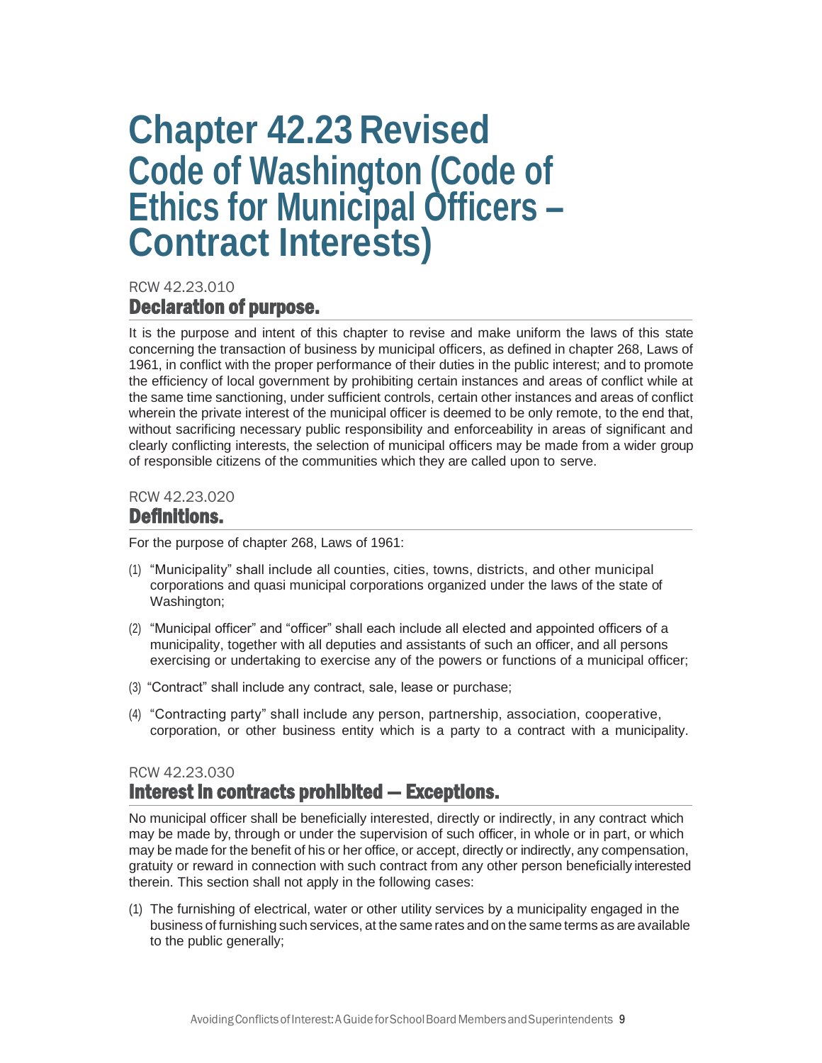# Chapter 42.23 Revised Code of Washington (Code of Ethics for Municipal Officers – Contract Interests)

RCW 42.23.010

## Declaration of purpose.

It is the purpose and intent of this chapter to revise and make uniform the laws of this state concerning the transaction of business by municipal officers, as defined in chapter 268, Laws of 1961, in conflict with the proper performance of their duties in the public interest; and to promote the efficiency of local government by prohibiting certain instances and areas of conflict while at the same time sanctioning, under sufficient controls, certain other instances and areas of conflict wherein the private interest of the municipal officer is deemed to be only remote, to the end that, without sacrificing necessary public responsibility and enforceability in areas of significant and clearly conflicting interests, the selection of municipal officers may be made from a wider group of responsible citizens of the communities which they are called upon to serve.

RCW 42.23.020

## Definitions.

For the purpose of chapter 268, Laws of 1961:

(1) "Municipality" shall include all counties, cities, towns, districts, and other municipal corporations and quasi municipal corporations organized under the laws of the state of Washington;

(2) "Municipal officer" and "officer" shall each include all elected and appointed officers of a municipality, together with all deputies and assistants of such an officer, and all persons exercising or undertaking to exercise any of the powers or functions of a municipal officer;

(3) "Contract" shall include any contract, sale, lease or purchase;

(4) "Contracting party" shall include any person, partnership, association, cooperative, corporation, or other business entity which is a party to a contract with a municipality.

RCW 42.23.030

## Interest in contracts prohibited — Exceptions.

No municipal officer shall be beneficially interested, directly or indirectly, in any contract which may be made by, through or under the supervision of such officer, in whole or in part, or which may be made for the benefit of his or her office, or accept, directly or indirectly, any compensation, gratuity or reward in connection with such contract from any other person beneficially interested therein. This section shall not apply in the following cases:

(1) The furnishing of electrical, water or other utility services by a municipality engaged in the business of furnishing such services, at the same rates and on the same terms as are available to the public generally;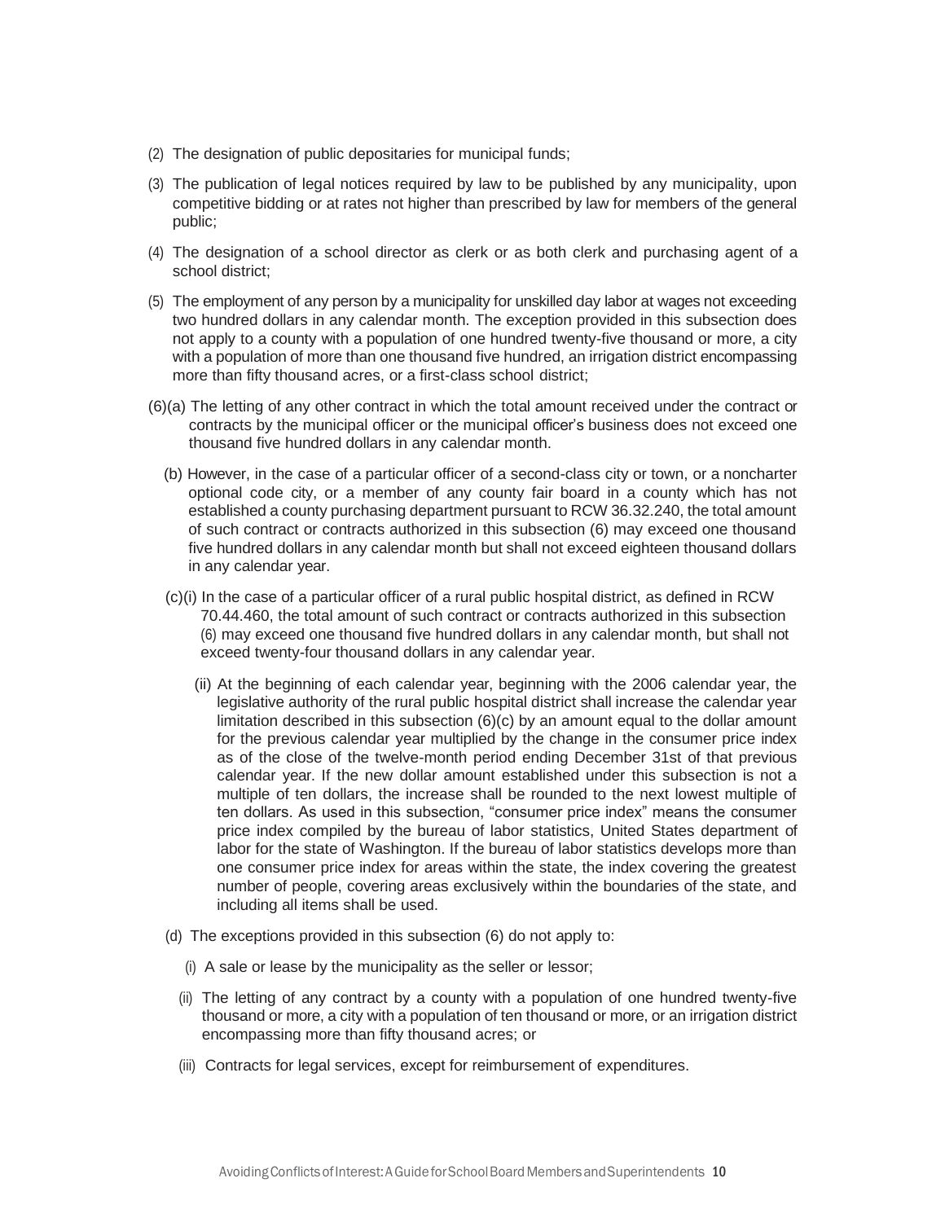(2) The designation of public depositaries for municipal funds;

(3) The publication of legal notices required by law to be published by any municipality, upon competitive bidding or at rates not higher than prescribed by law for members of the general public;

(4) The designation of a school director as clerk or as both clerk and purchasing agent of a school district;

(5) The employment of any person by a municipality for unskilled day labor at wages not exceeding two hundred dollars in any calendar month. The exception provided in this subsection does not apply to a county with a population of one hundred twenty-five thousand or more, a city with a population of more than one thousand five hundred, an irrigation district encompassing more than fifty thousand acres, or a first-class school district;

(6)(a) The letting of any other contract in which the total amount received under the contract or contracts by the municipal officer or the municipal officer's business does not exceed one thousand five hundred dollars in any calendar month.

(b) However, in the case of a particular officer of a second-class city or town, or a noncharter optional code city, or a member of any county fair board in a county which has not established a county purchasing department pursuant to RCW 36.32.240, the total amount of such contract or contracts authorized in this subsection (6) may exceed one thousand five hundred dollars in any calendar month but shall not exceed eighteen thousand dollars in any calendar year.

(c)(i) In the case of a particular officer of a rural public hospital district, as defined in RCW 70.44.460, the total amount of such contract or contracts authorized in this subsection (6) may exceed one thousand five hundred dollars in any calendar month, but shall not exceed twenty-four thousand dollars in any calendar year.

(ii) At the beginning of each calendar year, beginning with the 2006 calendar year, the legislative authority of the rural public hospital district shall increase the calendar year limitation described in this subsection (6)(c) by an amount equal to the dollar amount for the previous calendar year multiplied by the change in the consumer price index as of the close of the twelve-month period ending December 31st of that previous calendar year. If the new dollar amount established under this subsection is not a multiple of ten dollars, the increase shall be rounded to the next lowest multiple of ten dollars. As used in this subsection, "consumer price index" means the consumer price index compiled by the bureau of labor statistics, United States department of labor for the state of Washington. If the bureau of labor statistics develops more than one consumer price index for areas within the state, the index covering the greatest number of people, covering areas exclusively within the boundaries of the state, and including all items shall be used.

(d) The exceptions provided in this subsection (6) do not apply to:

(i) A sale or lease by the municipality as the seller or lessor;

(ii) The letting of any contract by a county with a population of one hundred twenty-five thousand or more, a city with a population of ten thousand or more, or an irrigation district encompassing more than fifty thousand acres; or

(iii) Contracts for legal services, except for reimbursement of expenditures.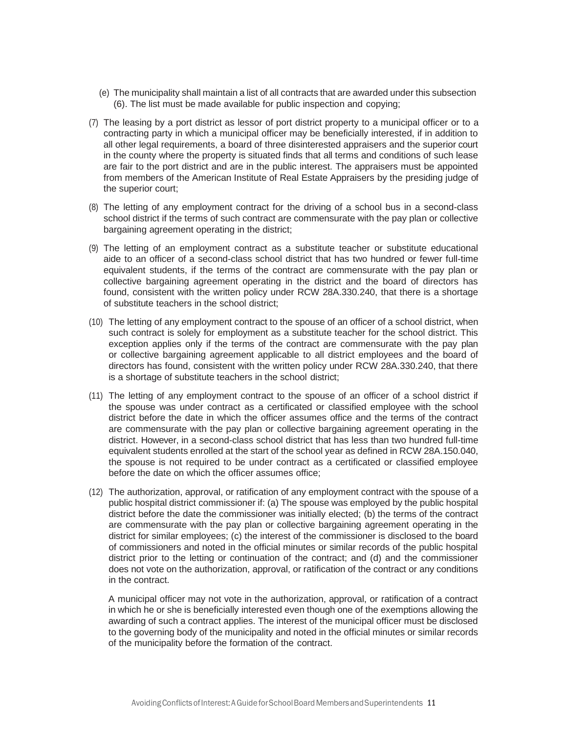(e) The municipality shall maintain a list of all contracts that are awarded under this subsection (6). The list must be made available for public inspection and copying;

(7) The leasing by a port district as lessor of port district property to a municipal officer or to a contracting party in which a municipal officer may be beneficially interested, if in addition to all other legal requirements, a board of three disinterested appraisers and the superior court in the county where the property is situated finds that all terms and conditions of such lease are fair to the port district and are in the public interest. The appraisers must be appointed from members of the American Institute of Real Estate Appraisers by the presiding judge of the superior court;

(8) The letting of any employment contract for the driving of a school bus in a second-class school district if the terms of such contract are commensurate with the pay plan or collective bargaining agreement operating in the district;

(9) The letting of an employment contract as a substitute teacher or substitute educational aide to an officer of a second-class school district that has two hundred or fewer full-time equivalent students, if the terms of the contract are commensurate with the pay plan or collective bargaining agreement operating in the district and the board of directors has found, consistent with the written policy under RCW 28A.330.240, that there is a shortage of substitute teachers in the school district;

(10) The letting of any employment contract to the spouse of an officer of a school district, when such contract is solely for employment as a substitute teacher for the school district. This exception applies only if the terms of the contract are commensurate with the pay plan or collective bargaining agreement applicable to all district employees and the board of directors has found, consistent with the written policy under RCW 28A.330.240, that there is a shortage of substitute teachers in the school district;

(11) The letting of any employment contract to the spouse of an officer of a school district if the spouse was under contract as a certificated or classified employee with the school district before the date in which the officer assumes office and the terms of the contract are commensurate with the pay plan or collective bargaining agreement operating in the district. However, in a second-class school district that has less than two hundred full-time equivalent students enrolled at the start of the school year as defined in RCW 28A.150.040, the spouse is not required to be under contract as a certificated or classified employee before the date on which the officer assumes office;

(12) The authorization, approval, or ratification of any employment contract with the spouse of a public hospital district commissioner if: (a) The spouse was employed by the public hospital district before the date the commissioner was initially elected; (b) the terms of the contract are commensurate with the pay plan or collective bargaining agreement operating in the district for similar employees; (c) the interest of the commissioner is disclosed to the board of commissioners and noted in the official minutes or similar records of the public hospital district prior to the letting or continuation of the contract; and (d) and the commissioner does not vote on the authorization, approval, or ratification of the contract or any conditions in the contract.

A municipal officer may not vote in the authorization, approval, or ratification of a contract in which he or she is beneficially interested even though one of the exemptions allowing the awarding of such a contract applies. The interest of the municipal officer must be disclosed to the governing body of the municipality and noted in the official minutes or similar records of the municipality before the formation of the contract.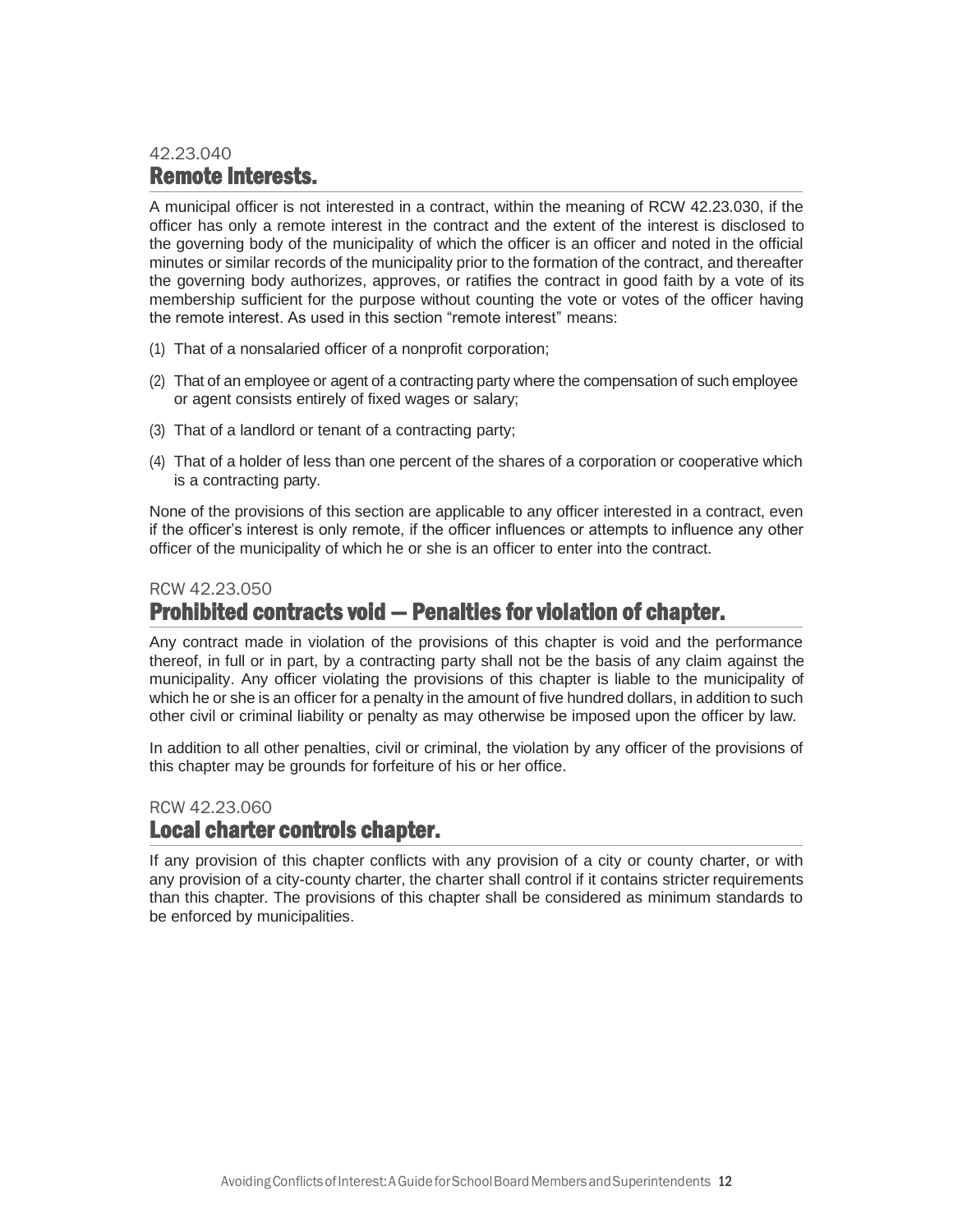42.23.040

## Remote Interests.

A municipal officer is not interested in a contract, within the meaning of RCW 42.23.030, if the officer has only a remote interest in the contract and the extent of the interest is disclosed to the governing body of the municipality of which the officer is an officer and noted in the official minutes or similar records of the municipality prior to the formation of the contract, and thereafter the governing body authorizes, approves, or ratifies the contract in good faith by a vote of its membership sufficient for the purpose without counting the vote or votes of the officer having the remote interest. As used in this section "remote interest" means:

(1) That of a nonsalaried officer of a nonprofit corporation;

(2) That of an employee or agent of a contracting party where the compensation of such employee or agent consists entirely of fixed wages or salary;

(3) That of a landlord or tenant of a contracting party;

(4) That of a holder of less than one percent of the shares of a corporation or cooperative which is a contracting party.

None of the provisions of this section are applicable to any officer interested in a contract, even if the officer's interest is only remote, if the officer influences or attempts to influence any other officer of the municipality of which he or she is an officer to enter into the contract.

RCW 42.23.050

## Prohibited contracts void — Penalties for violation of chapter.

Any contract made in violation of the provisions of this chapter is void and the performance thereof, in full or in part, by a contracting party shall not be the basis of any claim against the municipality. Any officer violating the provisions of this chapter is liable to the municipality of which he or she is an officer for a penalty in the amount of five hundred dollars, in addition to such other civil or criminal liability or penalty as may otherwise be imposed upon the officer by law.

In addition to all other penalties, civil or criminal, the violation by any officer of the provisions of this chapter may be grounds for forfeiture of his or her office.

RCW 42.23.060

## Local charter controls chapter.

If any provision of this chapter conflicts with any provision of a city or county charter, or with any provision of a city-county charter, the charter shall control if it contains stricter requirements than this chapter. The provisions of this chapter shall be considered as minimum standards to be enforced by municipalities.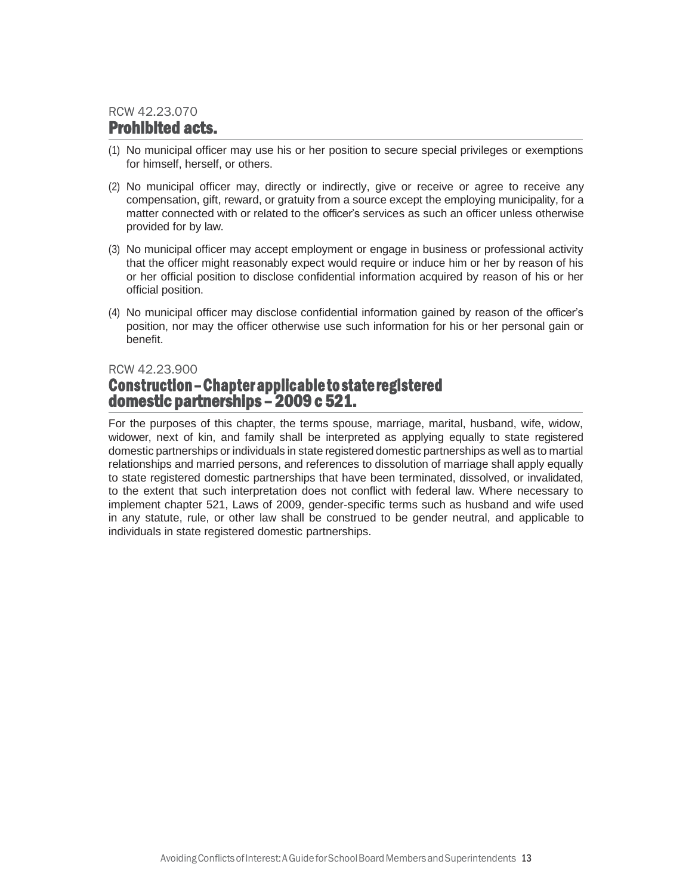RCW 42.23.070

## Prohibited acts.

(1) No municipal officer may use his or her position to secure special privileges or exemptions for himself, herself, or others.

(2) No municipal officer may, directly or indirectly, give or receive or agree to receive any compensation, gift, reward, or gratuity from a source except the employing municipality, for a matter connected with or related to the officer's services as such an officer unless otherwise provided for by law.

(3) No municipal officer may accept employment or engage in business or professional activity that the officer might reasonably expect would require or induce him or her by reason of his or her official position to disclose confidential information acquired by reason of his or her official position.

(4) No municipal officer may disclose confidential information gained by reason of the officer's position, nor may the officer otherwise use such information for his or her personal gain or benefit.

RCW 42.23.900

## Construction – Chapter applicable to state registered domestic partnerships – 2009 c 521.

For the purposes of this chapter, the terms spouse, marriage, marital, husband, wife, widow, widower, next of kin, and family shall be interpreted as applying equally to state registered domestic partnerships or individuals in state registered domestic partnerships as well as to martial relationships and married persons, and references to dissolution of marriage shall apply equally to state registered domestic partnerships that have been terminated, dissolved, or invalidated, to the extent that such interpretation does not conflict with federal law. Where necessary to implement chapter 521, Laws of 2009, gender-specific terms such as husband and wife used in any statute, rule, or other law shall be construed to be gender neutral, and applicable to individuals in state registered domestic partnerships.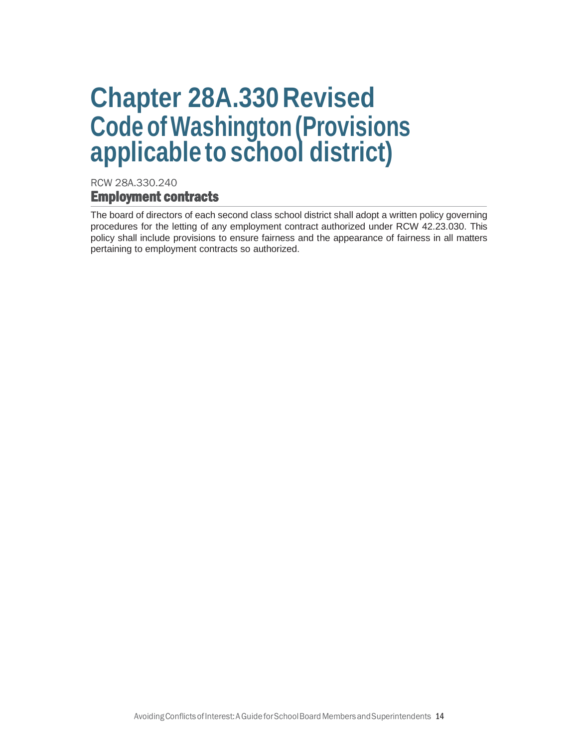# Chapter 28A.330 Revised Code of Washington (Provisions applicable to school district)

RCW 28A.330.240

## Employment contracts

The board of directors of each second class school district shall adopt a written policy governing procedures for the letting of any employment contract authorized under RCW 42.23.030. This policy shall include provisions to ensure fairness and the appearance of fairness in all matters pertaining to employment contracts so authorized.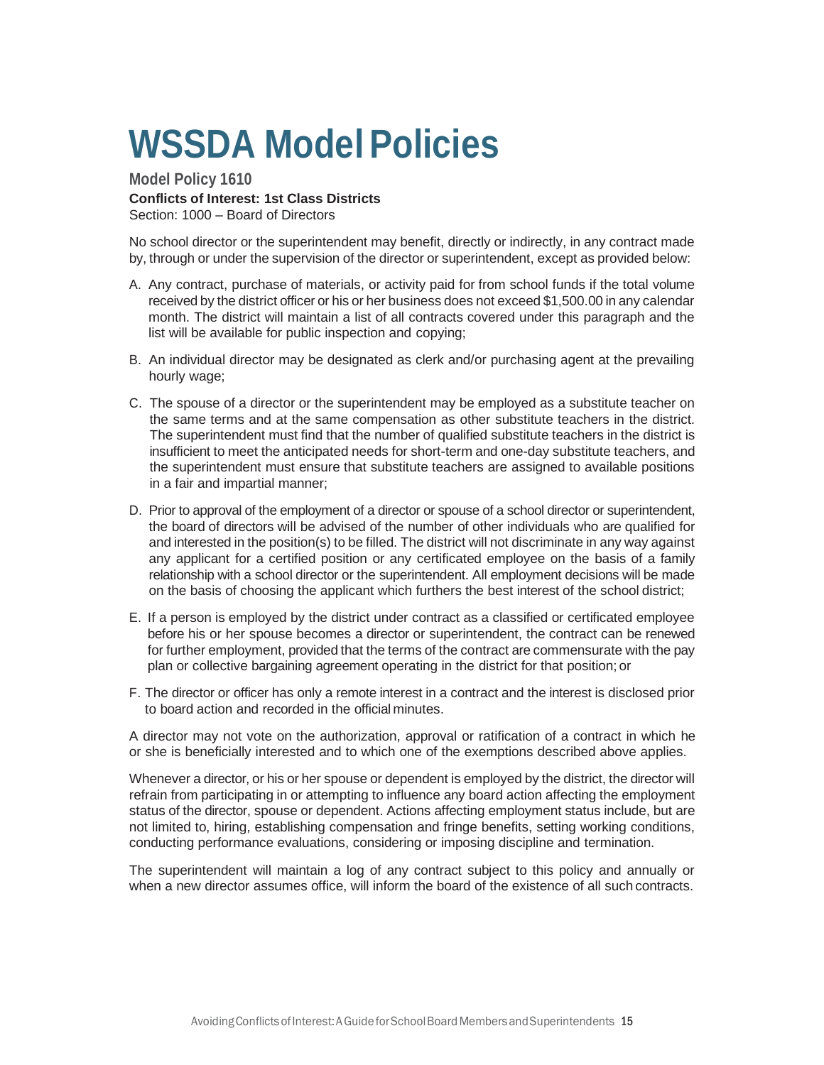# WSSDA Model Policies

## Model Policy 1610

**Conflicts of Interest: 1st Class Districts**

Section: 1000 – Board of Directors

No school director or the superintendent may benefit, directly or indirectly, in any contract made by, through or under the supervision of the director or superintendent, except as provided below:

A. Any contract, purchase of materials, or activity paid for from school funds if the total volume received by the district officer or his or her business does not exceed $1,500.00 in any calendar month. The district will maintain a list of all contracts covered under this paragraph and the list will be available for public inspection and copying;

B. An individual director may be designated as clerk and/or purchasing agent at the prevailing hourly wage;

C. The spouse of a director or the superintendent may be employed as a substitute teacher on the same terms and at the same compensation as other substitute teachers in the district. The superintendent must find that the number of qualified substitute teachers in the district is insufficient to meet the anticipated needs for short-term and one-day substitute teachers, and the superintendent must ensure that substitute teachers are assigned to available positions in a fair and impartial manner;

D. Prior to approval of the employment of a director or spouse of a school director or superintendent, the board of directors will be advised of the number of other individuals who are qualified for and interested in the position(s) to be filled. The district will not discriminate in any way against any applicant for a certified position or any certificated employee on the basis of a family relationship with a school director or the superintendent. All employment decisions will be made on the basis of choosing the applicant which furthers the best interest of the school district;

E. If a person is employed by the district under contract as a classified or certificated employee before his or her spouse becomes a director or superintendent, the contract can be renewed for further employment, provided that the terms of the contract are commensurate with the pay plan or collective bargaining agreement operating in the district for that position; or

F. The director or officer has only a remote interest in a contract and the interest is disclosed prior to board action and recorded in the official minutes.

A director may not vote on the authorization, approval or ratification of a contract in which he or she is beneficially interested and to which one of the exemptions described above applies.

Whenever a director, or his or her spouse or dependent is employed by the district, the director will refrain from participating in or attempting to influence any board action affecting the employment status of the director, spouse or dependent. Actions affecting employment status include, but are not limited to, hiring, establishing compensation and fringe benefits, setting working conditions, conducting performance evaluations, considering or imposing discipline and termination.

The superintendent will maintain a log of any contract subject to this policy and annually or when a new director assumes office, will inform the board of the existence of all such contracts.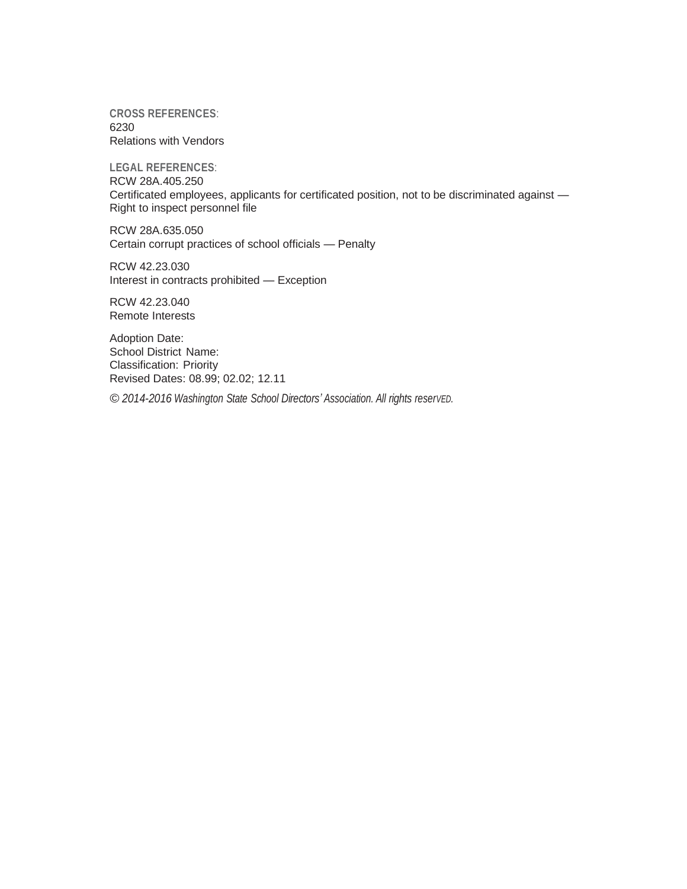**CROSS REFERENCES**:
6230
Relations with Vendors

**LEGAL REFERENCES**:
RCW 28A.405.250
Certificated employees, applicants for certificated position, not to be discriminated against — Right to inspect personnel file

RCW 28A.635.050
Certain corrupt practices of school officials — Penalty

RCW 42.23.030
Interest in contracts prohibited — Exception

RCW 42.23.040
Remote Interests

Adoption Date:
School District Name:
Classification: Priority
Revised Dates: 08.99; 02.02; 12.11

*© 2014-2016 Washington State School Directors' Association. All rights reserved.*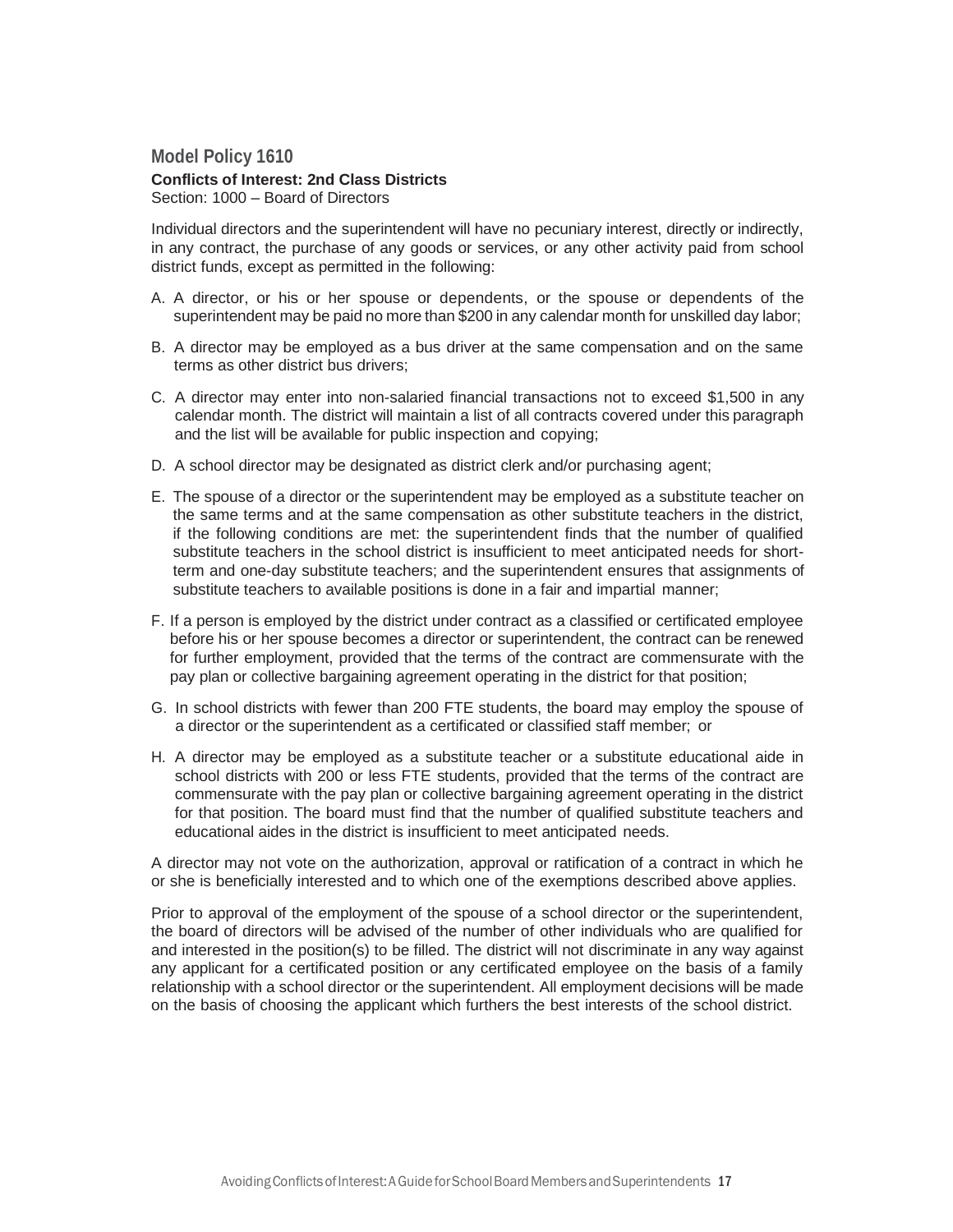## Model Policy 1610

**Conflicts of Interest: 2nd Class Districts**
Section: 1000 – Board of Directors

Individual directors and the superintendent will have no pecuniary interest, directly or indirectly, in any contract, the purchase of any goods or services, or any other activity paid from school district funds, except as permitted in the following:

A. A director, or his or her spouse or dependents, or the spouse or dependents of the superintendent may be paid no more than $200 in any calendar month for unskilled day labor;

B. A director may be employed as a bus driver at the same compensation and on the same terms as other district bus drivers;

C. A director may enter into non-salaried financial transactions not to exceed $1,500 in any calendar month. The district will maintain a list of all contracts covered under this paragraph and the list will be available for public inspection and copying;

D. A school director may be designated as district clerk and/or purchasing agent;

E. The spouse of a director or the superintendent may be employed as a substitute teacher on the same terms and at the same compensation as other substitute teachers in the district, if the following conditions are met: the superintendent finds that the number of qualified substitute teachers in the school district is insufficient to meet anticipated needs for short-term and one-day substitute teachers; and the superintendent ensures that assignments of substitute teachers to available positions is done in a fair and impartial manner;

F. If a person is employed by the district under contract as a classified or certificated employee before his or her spouse becomes a director or superintendent, the contract can be renewed for further employment, provided that the terms of the contract are commensurate with the pay plan or collective bargaining agreement operating in the district for that position;

G. In school districts with fewer than 200 FTE students, the board may employ the spouse of a director or the superintendent as a certificated or classified staff member; or

H. A director may be employed as a substitute teacher or a substitute educational aide in school districts with 200 or less FTE students, provided that the terms of the contract are commensurate with the pay plan or collective bargaining agreement operating in the district for that position. The board must find that the number of qualified substitute teachers and educational aides in the district is insufficient to meet anticipated needs.

A director may not vote on the authorization, approval or ratification of a contract in which he or she is beneficially interested and to which one of the exemptions described above applies.

Prior to approval of the employment of the spouse of a school director or the superintendent, the board of directors will be advised of the number of other individuals who are qualified for and interested in the position(s) to be filled. The district will not discriminate in any way against any applicant for a certificated position or any certificated employee on the basis of a family relationship with a school director or the superintendent. All employment decisions will be made on the basis of choosing the applicant which furthers the best interests of the school district.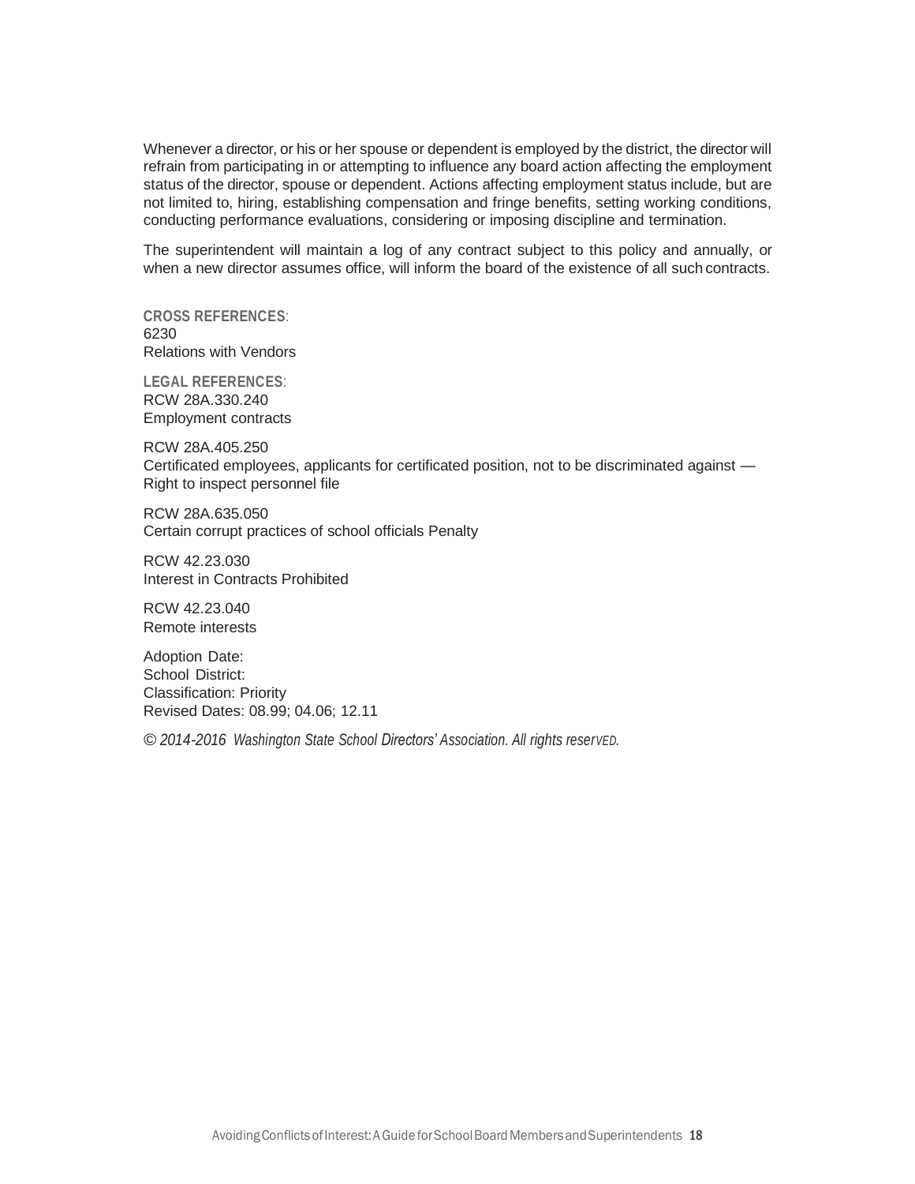Whenever a director, or his or her spouse or dependent is employed by the district, the director will refrain from participating in or attempting to influence any board action affecting the employment status of the director, spouse or dependent. Actions affecting employment status include, but are not limited to, hiring, establishing compensation and fringe benefits, setting working conditions, conducting performance evaluations, considering or imposing discipline and termination.

The superintendent will maintain a log of any contract subject to this policy and annually, or when a new director assumes office, will inform the board of the existence of all such contracts.

**CROSS REFERENCES**:
6230
Relations with Vendors

**LEGAL REFERENCES**:
RCW 28A.330.240
Employment contracts

RCW 28A.405.250
Certificated employees, applicants for certificated position, not to be discriminated against — Right to inspect personnel file

RCW 28A.635.050
Certain corrupt practices of school officials Penalty

RCW 42.23.030
Interest in Contracts Prohibited

RCW 42.23.040
Remote interests

Adoption Date:
School District:
Classification: Priority
Revised Dates: 08.99; 04.06; 12.11

*© 2014-2016 Washington State School Directors' Association. All rights reserVED.*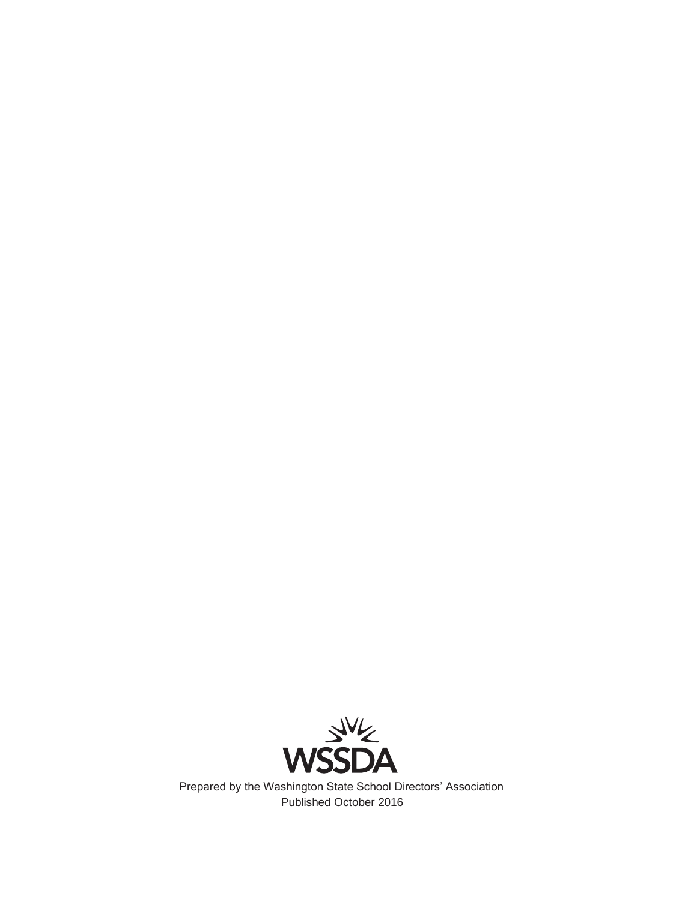WSSDA

Prepared by the Washington State School Directors' Association
Published October 2016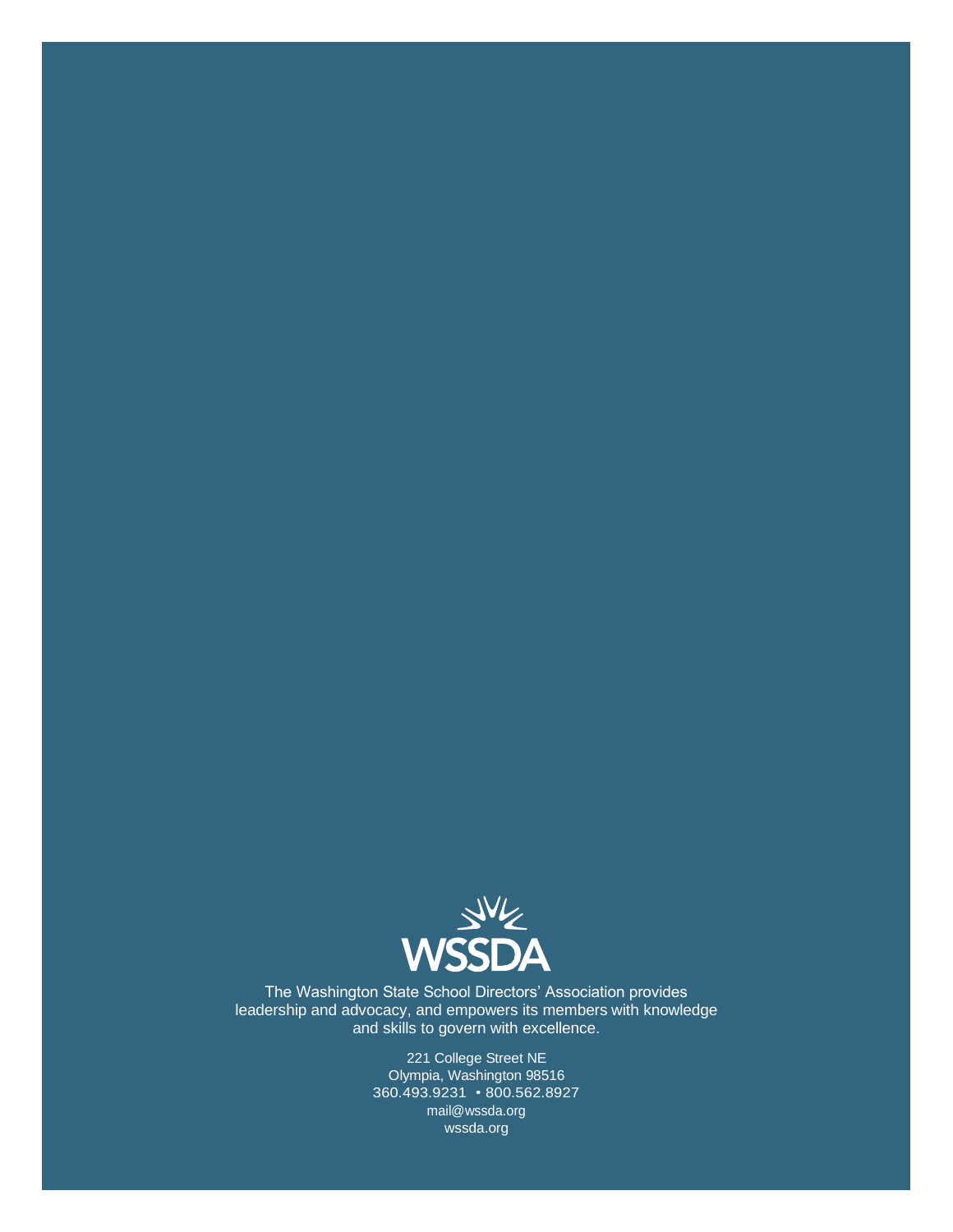WSSDA

The Washington State School Directors' Association provides leadership and advocacy, and empowers its members with knowledge and skills to govern with excellence.

221 College Street NE
Olympia, Washington 98516
360.493.9231 • 800.562.8927
mail@wssda.org
wssda.org